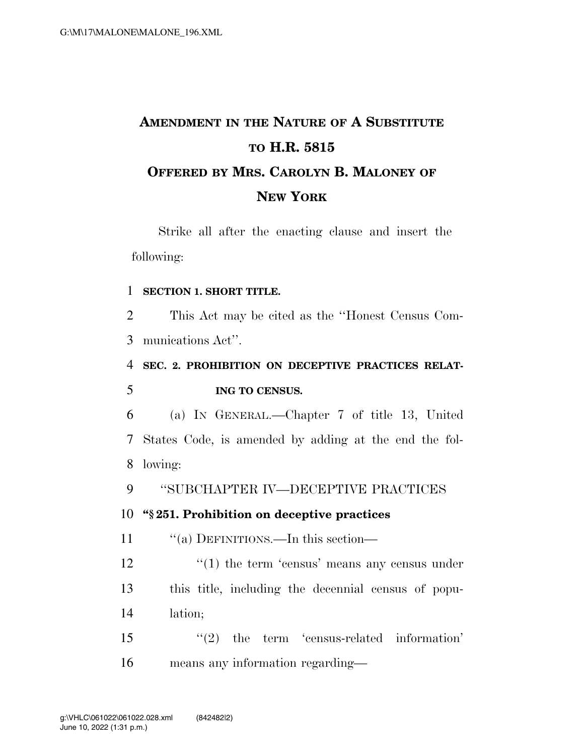# AMENDMENT IN THE NATURE OF A SUBSTITUTE TO H.R. 5815

## OFFERED BY MRS. CAROLYN B. MALONEY OF NEW YORK

Strike all after the enacting clause and insert the following:

**SECTION 1. SHORT TITLE.**

This Act may be cited as the ''Honest Census Communications Act''.

**SEC. 2. PROHIBITION ON DECEPTIVE PRACTICES RELATING TO CENSUS.**

(a) IN GENERAL.—Chapter 7 of title 13, United States Code, is amended by adding at the end the following:

''SUBCHAPTER IV—DECEPTIVE PRACTICES

**''§ 251. Prohibition on deceptive practices**

''(a) DEFINITIONS.—In this section—

''(1) the term 'census' means any census under this title, including the decennial census of population;

''(2) the term 'census-related information' means any information regarding—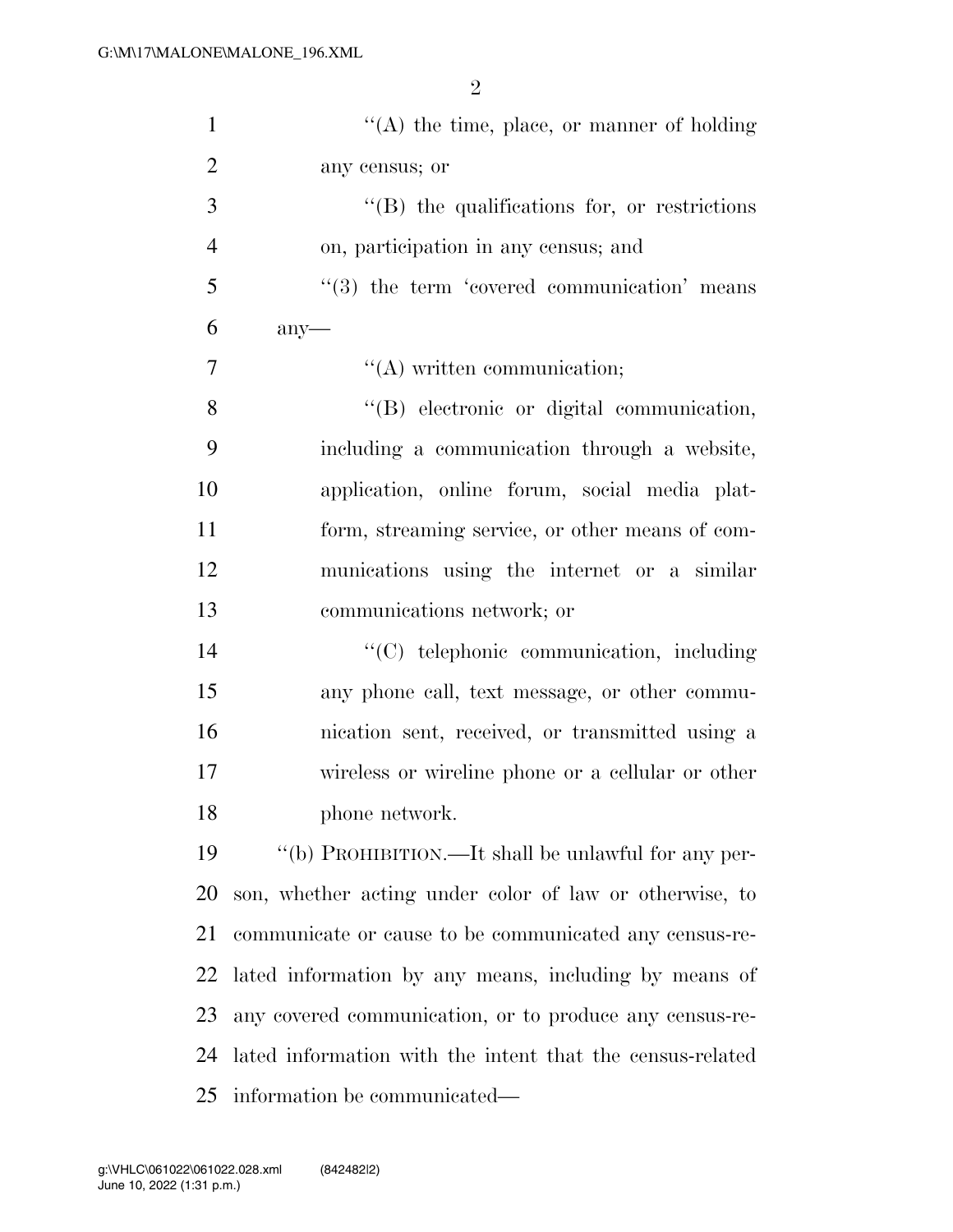"(A) the time, place, or manner of holding any census; or

"(B) the qualifications for, or restrictions on, participation in any census; and

"(3) the term 'covered communication' means any—

"(A) written communication;

"(B) electronic or digital communication, including a communication through a website, application, online forum, social media platform, streaming service, or other means of communications using the internet or a similar communications network; or

"(C) telephonic communication, including any phone call, text message, or other communication sent, received, or transmitted using a wireless or wireline phone or a cellular or other phone network.

"(b) PROHIBITION.—It shall be unlawful for any person, whether acting under color of law or otherwise, to communicate or cause to be communicated any census-related information by any means, including by means of any covered communication, or to produce any census-related information with the intent that the census-related information be communicated—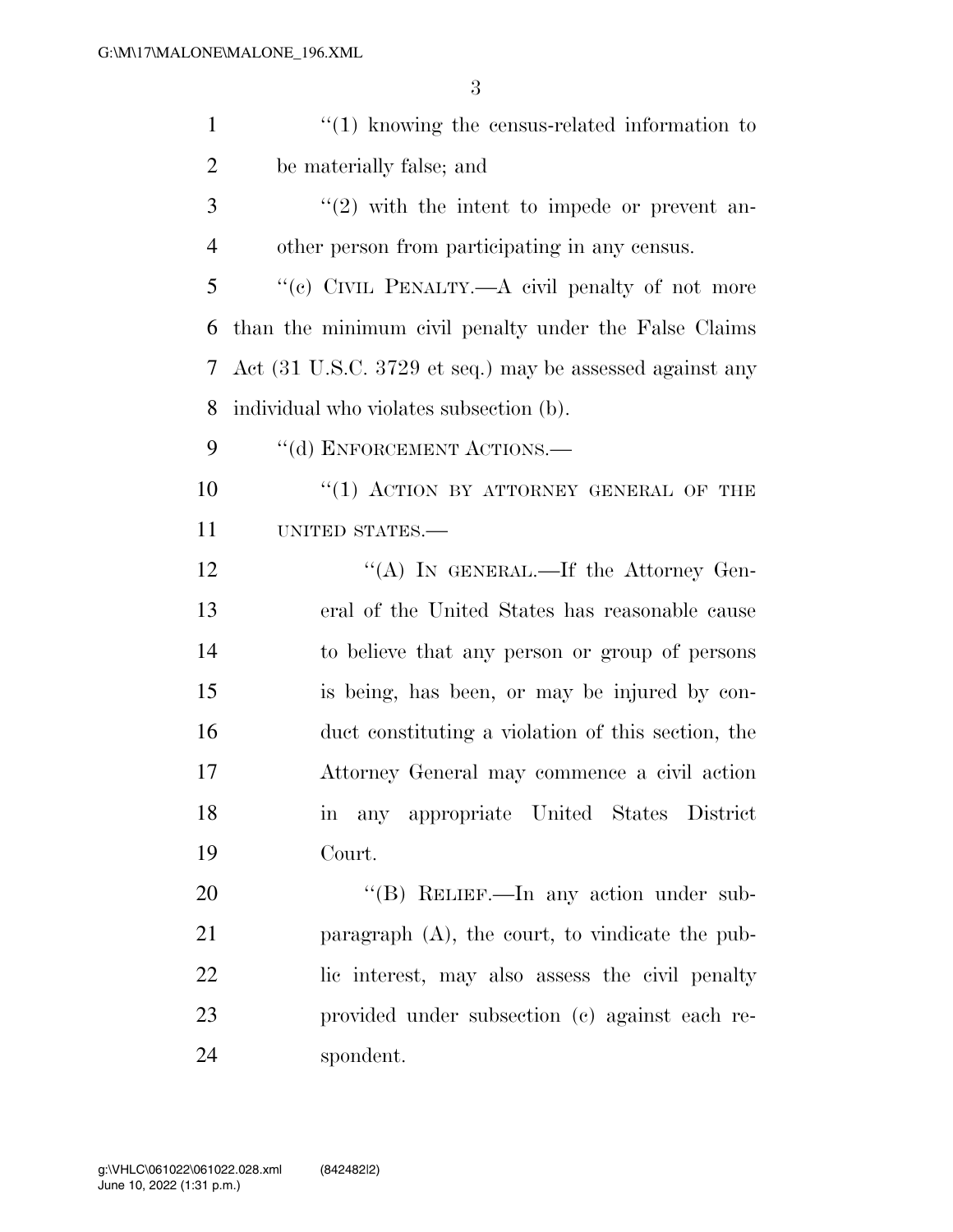"(1) knowing the census-related information to be materially false; and

"(2) with the intent to impede or prevent another person from participating in any census.

"(c) CIVIL PENALTY.—A civil penalty of not more than the minimum civil penalty under the False Claims Act (31 U.S.C. 3729 et seq.) may be assessed against any individual who violates subsection (b).

"(d) ENFORCEMENT ACTIONS.—

"(1) ACTION BY ATTORNEY GENERAL OF THE UNITED STATES.—

"(A) IN GENERAL.—If the Attorney General of the United States has reasonable cause to believe that any person or group of persons is being, has been, or may be injured by conduct constituting a violation of this section, the Attorney General may commence a civil action in any appropriate United States District Court.

"(B) RELIEF.—In any action under subparagraph (A), the court, to vindicate the public interest, may also assess the civil penalty provided under subsection (c) against each respondent.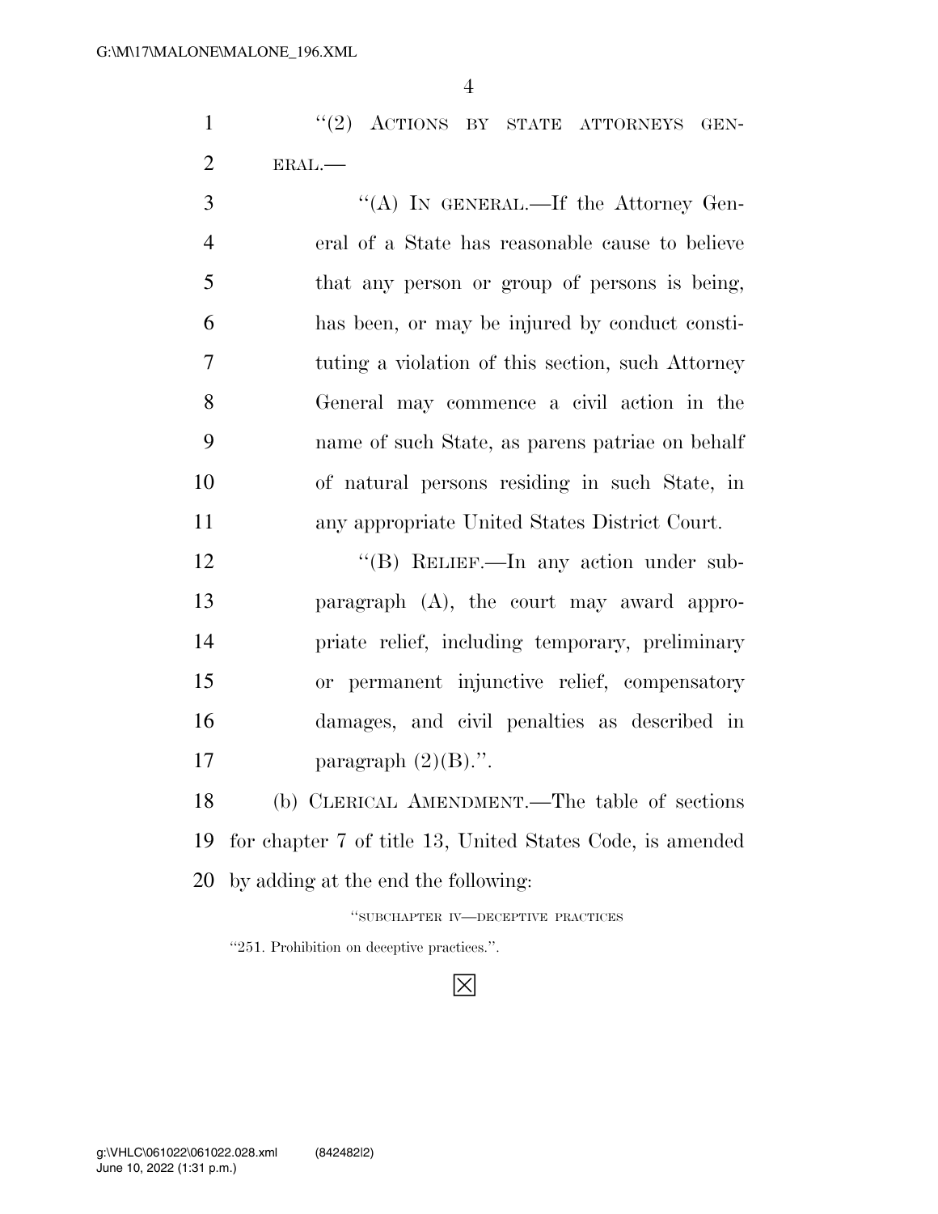"(2) ACTIONS BY STATE ATTORNEYS GENERAL.—

"(A) IN GENERAL.—If the Attorney General of a State has reasonable cause to believe that any person or group of persons is being, has been, or may be injured by conduct constituting a violation of this section, such Attorney General may commence a civil action in the name of such State, as parens patriae on behalf of natural persons residing in such State, in any appropriate United States District Court.

"(B) RELIEF.—In any action under subparagraph (A), the court may award appropriate relief, including temporary, preliminary or permanent injunctive relief, compensatory damages, and civil penalties as described in paragraph (2)(B).".

(b) CLERICAL AMENDMENT.—The table of sections for chapter 7 of title 13, United States Code, is amended by adding at the end the following:

"SUBCHAPTER IV—DECEPTIVE PRACTICES

"251. Prohibition on deceptive practices.".